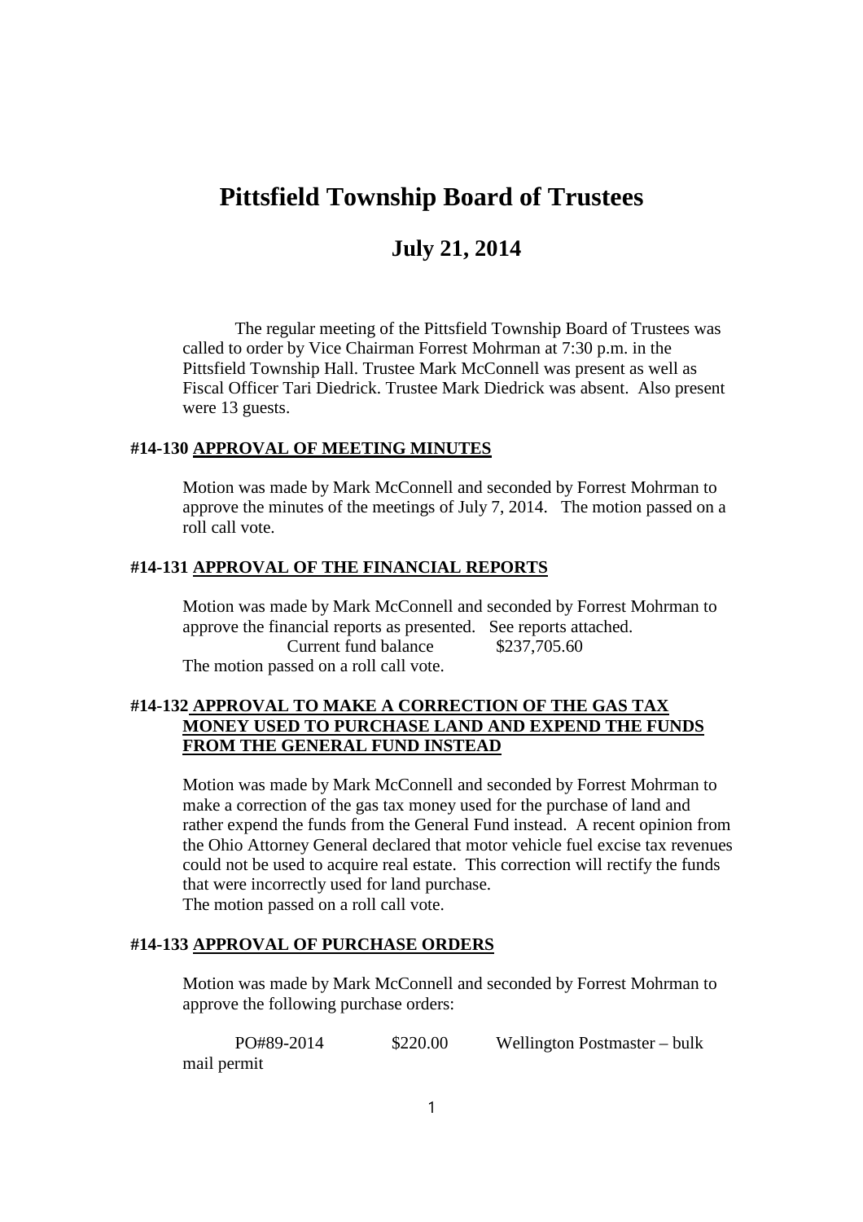# Pittsfield Township Board of Trustees

## July 21, 2014

The regular meeting of the Pittsfield Township Board of Trustees was called to order by Vice Chairman Forrest Mohrman at 7:30 p.m. in the Pittsfield Township Hall. Trustee Mark McConnell was present as well as Fiscal Officer Tari Diedrick. Trustee Mark Diedrick was absent. Also present were 13 guests.

**#14-130 APPROVAL OF MEETING MINUTES**

Motion was made by Mark McConnell and seconded by Forrest Mohrman to approve the minutes of the meetings of July 7, 2014. The motion passed on a roll call vote.

**#14-131 APPROVAL OF THE FINANCIAL REPORTS**

Motion was made by Mark McConnell and seconded by Forrest Mohrman to approve the financial reports as presented. See reports attached.

Current fund balance $237,705.60

The motion passed on a roll call vote.

**#14-132 APPROVAL TO MAKE A CORRECTION OF THE GAS TAX MONEY USED TO PURCHASE LAND AND EXPEND THE FUNDS FROM THE GENERAL FUND INSTEAD**

Motion was made by Mark McConnell and seconded by Forrest Mohrman to make a correction of the gas tax money used for the purchase of land and rather expend the funds from the General Fund instead. A recent opinion from the Ohio Attorney General declared that motor vehicle fuel excise tax revenues could not be used to acquire real estate. This correction will rectify the funds that were incorrectly used for land purchase.
The motion passed on a roll call vote.

**#14-133 APPROVAL OF PURCHASE ORDERS**

Motion was made by Mark McConnell and seconded by Forrest Mohrman to approve the following purchase orders:

PO#89-2014 $220.00 Wellington Postmaster – bulk mail permit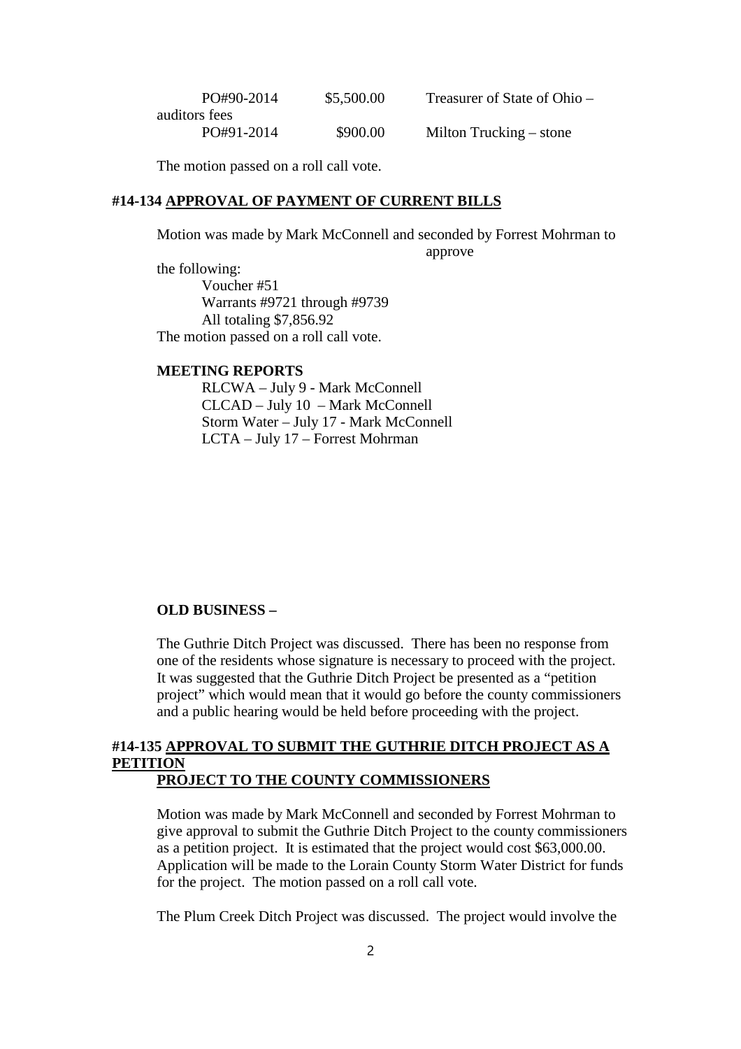| PO#90-2014 | \$5,500.00 | Treasurer of State of Ohio – auditors fees |
|---|---|---|
| PO#91-2014 | \$900.00 | Milton Trucking – stone |

The motion passed on a roll call vote.

### #14-134 APPROVAL OF PAYMENT OF CURRENT BILLS

Motion was made by Mark McConnell and seconded by Forrest Mohrman to approve the following:

Voucher #51
Warrants #9721 through #9739
All totaling \$7,856.92

The motion passed on a roll call vote.

**MEETING REPORTS**

RLCWA – July 9 - Mark McConnell
CLCAD – July 10 – Mark McConnell
Storm Water – July 17 - Mark McConnell
LCTA – July 17 – Forrest Mohrman

**OLD BUSINESS –**

The Guthrie Ditch Project was discussed. There has been no response from one of the residents whose signature is necessary to proceed with the project. It was suggested that the Guthrie Ditch Project be presented as a "petition project" which would mean that it would go before the county commissioners and a public hearing would be held before proceeding with the project.

### #14-135 APPROVAL TO SUBMIT THE GUTHRIE DITCH PROJECT AS A PETITION PROJECT TO THE COUNTY COMMISSIONERS

Motion was made by Mark McConnell and seconded by Forrest Mohrman to give approval to submit the Guthrie Ditch Project to the county commissioners as a petition project. It is estimated that the project would cost \$63,000.00. Application will be made to the Lorain County Storm Water District for funds for the project. The motion passed on a roll call vote.

The Plum Creek Ditch Project was discussed. The project would involve the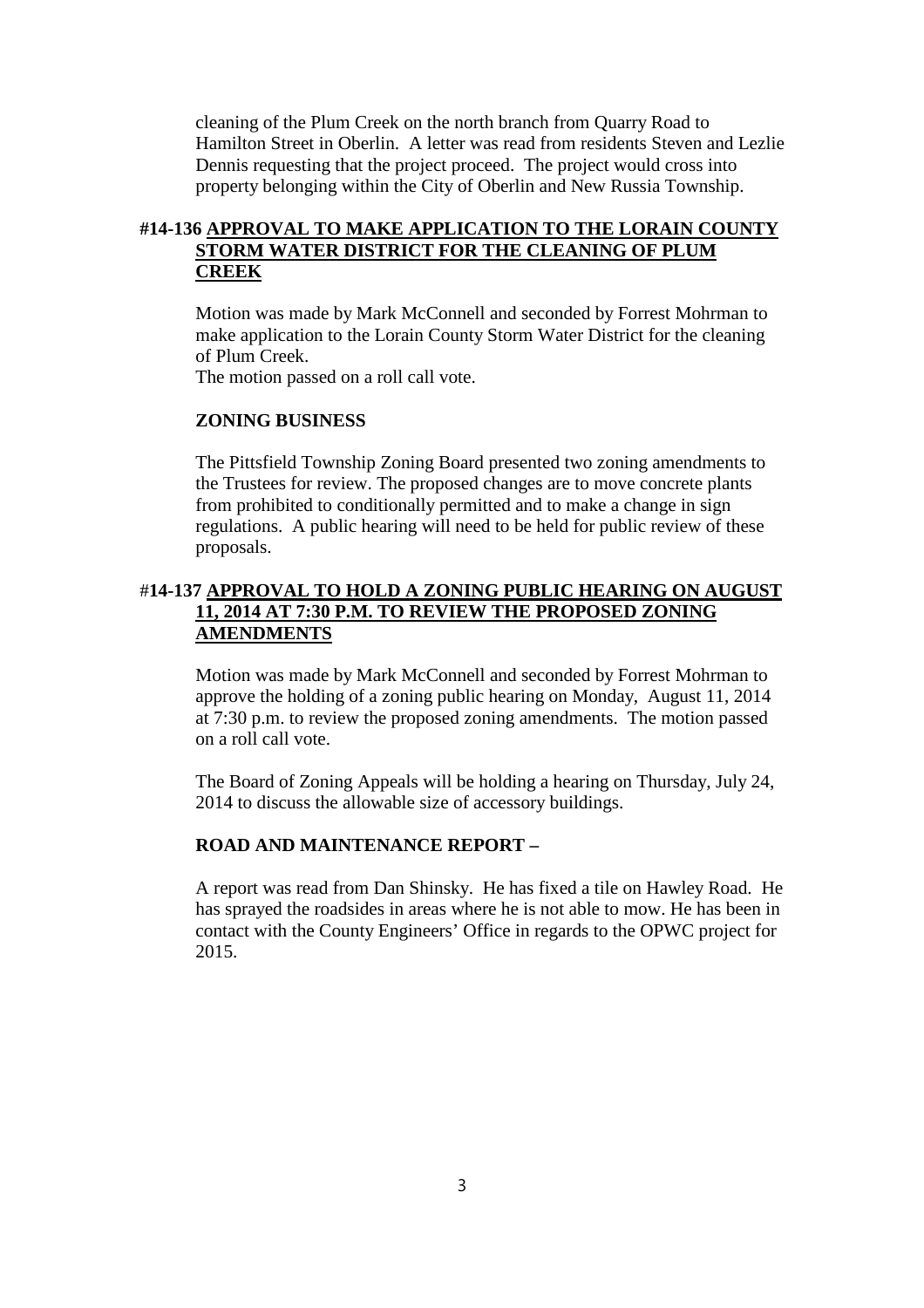cleaning of the Plum Creek on the north branch from Quarry Road to Hamilton Street in Oberlin. A letter was read from residents Steven and Lezlie Dennis requesting that the project proceed. The project would cross into property belonging within the City of Oberlin and New Russia Township.

**#14-136 <u>APPROVAL TO MAKE APPLICATION TO THE LORAIN COUNTY STORM WATER DISTRICT FOR THE CLEANING OF PLUM CREEK</u>**

Motion was made by Mark McConnell and seconded by Forrest Mohrman to make application to the Lorain County Storm Water District for the cleaning of Plum Creek.
The motion passed on a roll call vote.

**ZONING BUSINESS**

The Pittsfield Township Zoning Board presented two zoning amendments to the Trustees for review. The proposed changes are to move concrete plants from prohibited to conditionally permitted and to make a change in sign regulations. A public hearing will need to be held for public review of these proposals.

**#14-137 <u>APPROVAL TO HOLD A ZONING PUBLIC HEARING ON AUGUST 11, 2014 AT 7:30 P.M. TO REVIEW THE PROPOSED ZONING AMENDMENTS</u>**

Motion was made by Mark McConnell and seconded by Forrest Mohrman to approve the holding of a zoning public hearing on Monday, August 11, 2014 at 7:30 p.m. to review the proposed zoning amendments. The motion passed on a roll call vote.

The Board of Zoning Appeals will be holding a hearing on Thursday, July 24, 2014 to discuss the allowable size of accessory buildings.

**ROAD AND MAINTENANCE REPORT –**

A report was read from Dan Shinsky. He has fixed a tile on Hawley Road. He has sprayed the roadsides in areas where he is not able to mow. He has been in contact with the County Engineers' Office in regards to the OPWC project for 2015.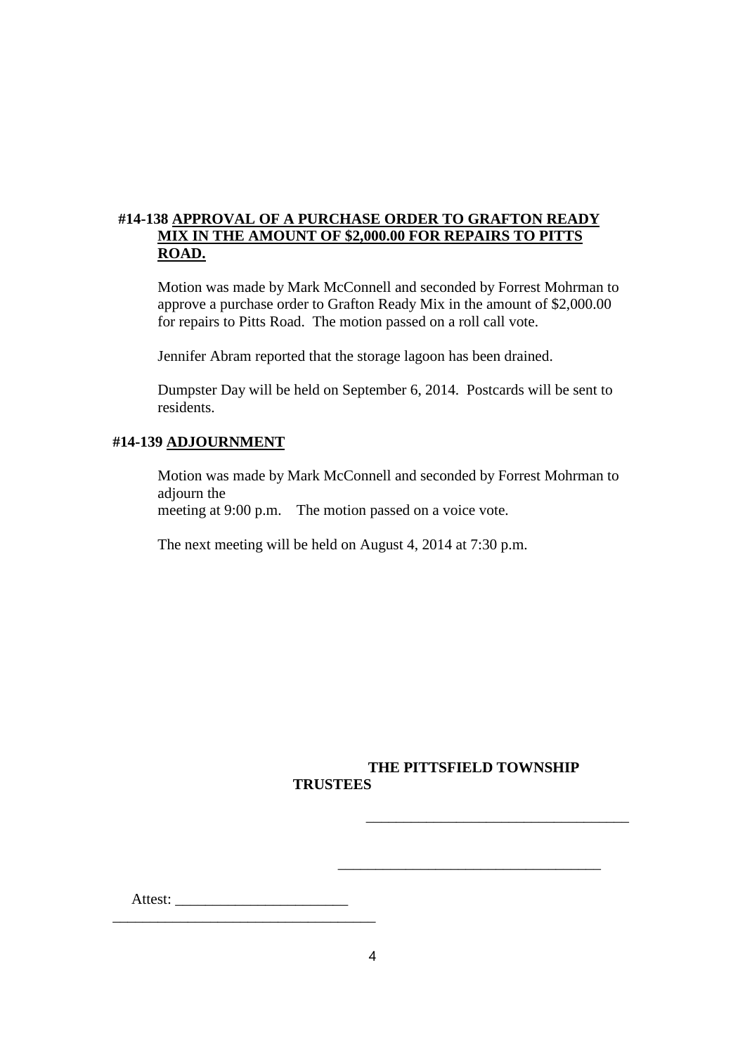**#14-138 <u>APPROVAL OF A PURCHASE ORDER TO GRAFTON READY MIX IN THE AMOUNT OF $2,000.00 FOR REPAIRS TO PITTS ROAD.</u>**

Motion was made by Mark McConnell and seconded by Forrest Mohrman to approve a purchase order to Grafton Ready Mix in the amount of $2,000.00 for repairs to Pitts Road. The motion passed on a roll call vote.

Jennifer Abram reported that the storage lagoon has been drained.

Dumpster Day will be held on September 6, 2014. Postcards will be sent to residents.

**#14-139 <u>ADJOURNMENT</u>**

Motion was made by Mark McConnell and seconded by Forrest Mohrman to adjourn the meeting at 9:00 p.m. The motion passed on a voice vote.

The next meeting will be held on August 4, 2014 at 7:30 p.m.

**THE PITTSFIELD TOWNSHIP TRUSTEES**

___________________________________

___________________________________

Attest: ______________________

___________________________________